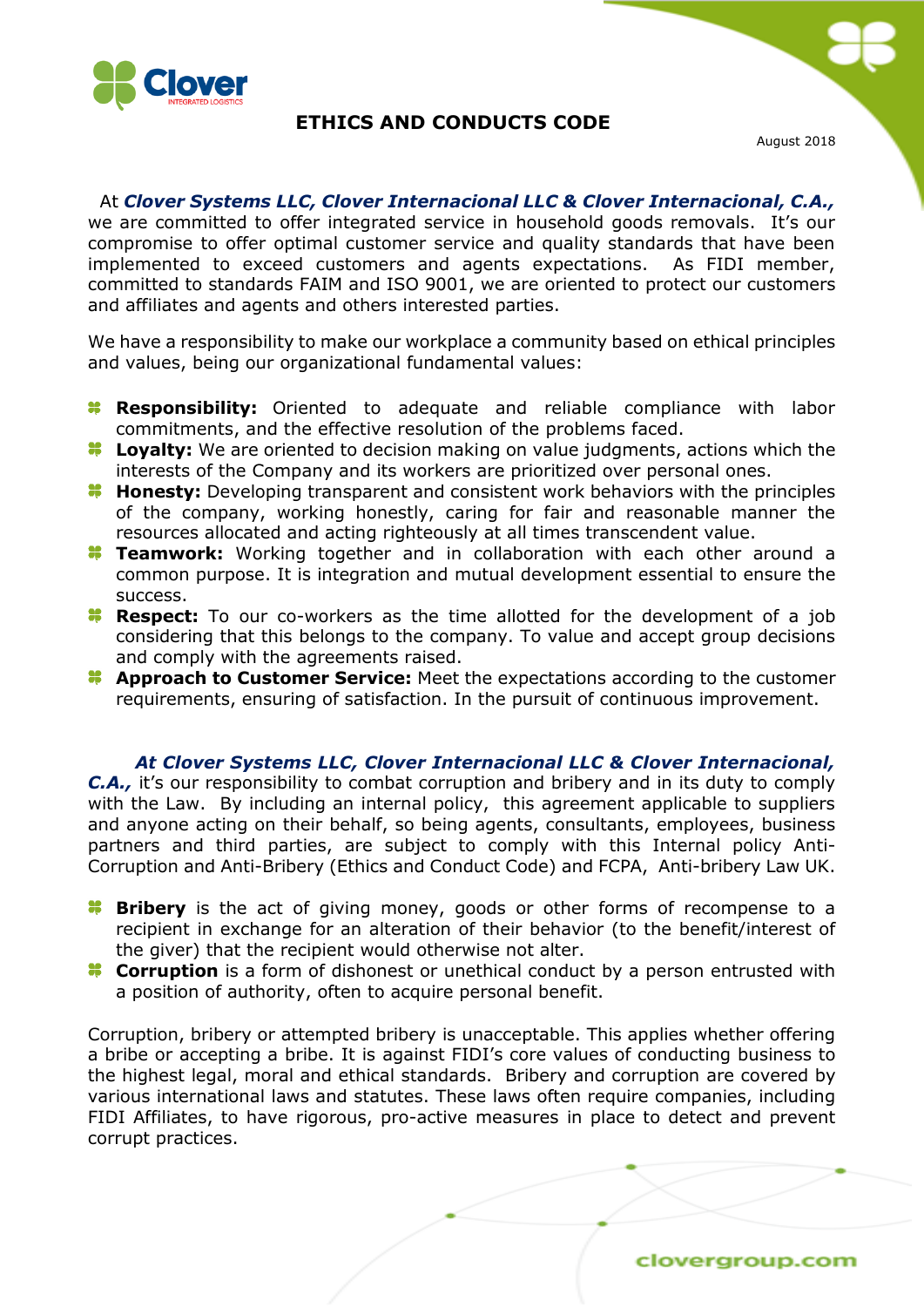# ETHICS AND CONDUCTS CODE

August 2018

At ***Clover Systems LLC, Clover Internacional LLC & Clover Internacional, C.A.,*** we are committed to offer integrated service in household goods removals. It's our compromise to offer optimal customer service and quality standards that have been implemented to exceed customers and agents expectations. As FIDI member, committed to standards FAIM and ISO 9001, we are oriented to protect our customers and affiliates and agents and others interested parties.

We have a responsibility to make our workplace a community based on ethical principles and values, being our organizational fundamental values:

- **Responsibility:** Oriented to adequate and reliable compliance with labor commitments, and the effective resolution of the problems faced.
- **Loyalty:** We are oriented to decision making on value judgments, actions which the interests of the Company and its workers are prioritized over personal ones.
- **Honesty:** Developing transparent and consistent work behaviors with the principles of the company, working honestly, caring for fair and reasonable manner the resources allocated and acting righteously at all times transcendent value.
- **Teamwork:** Working together and in collaboration with each other around a common purpose. It is integration and mutual development essential to ensure the success.
- **Respect:** To our co-workers as the time allotted for the development of a job considering that this belongs to the company. To value and accept group decisions and comply with the agreements raised.
- **Approach to Customer Service:** Meet the expectations according to the customer requirements, ensuring of satisfaction. In the pursuit of continuous improvement.

***At Clover Systems LLC, Clover Internacional LLC & Clover Internacional, C.A.,*** it's our responsibility to combat corruption and bribery and in its duty to comply with the Law. By including an internal policy, this agreement applicable to suppliers and anyone acting on their behalf, so being agents, consultants, employees, business partners and third parties, are subject to comply with this Internal policy Anti-Corruption and Anti-Bribery (Ethics and Conduct Code) and FCPA, Anti-bribery Law UK.

- **Bribery** is the act of giving money, goods or other forms of recompense to a recipient in exchange for an alteration of their behavior (to the benefit/interest of the giver) that the recipient would otherwise not alter.
- **Corruption** is a form of dishonest or unethical conduct by a person entrusted with a position of authority, often to acquire personal benefit.

Corruption, bribery or attempted bribery is unacceptable. This applies whether offering a bribe or accepting a bribe. It is against FIDI's core values of conducting business to the highest legal, moral and ethical standards. Bribery and corruption are covered by various international laws and statutes. These laws often require companies, including FIDI Affiliates, to have rigorous, pro-active measures in place to detect and prevent corrupt practices.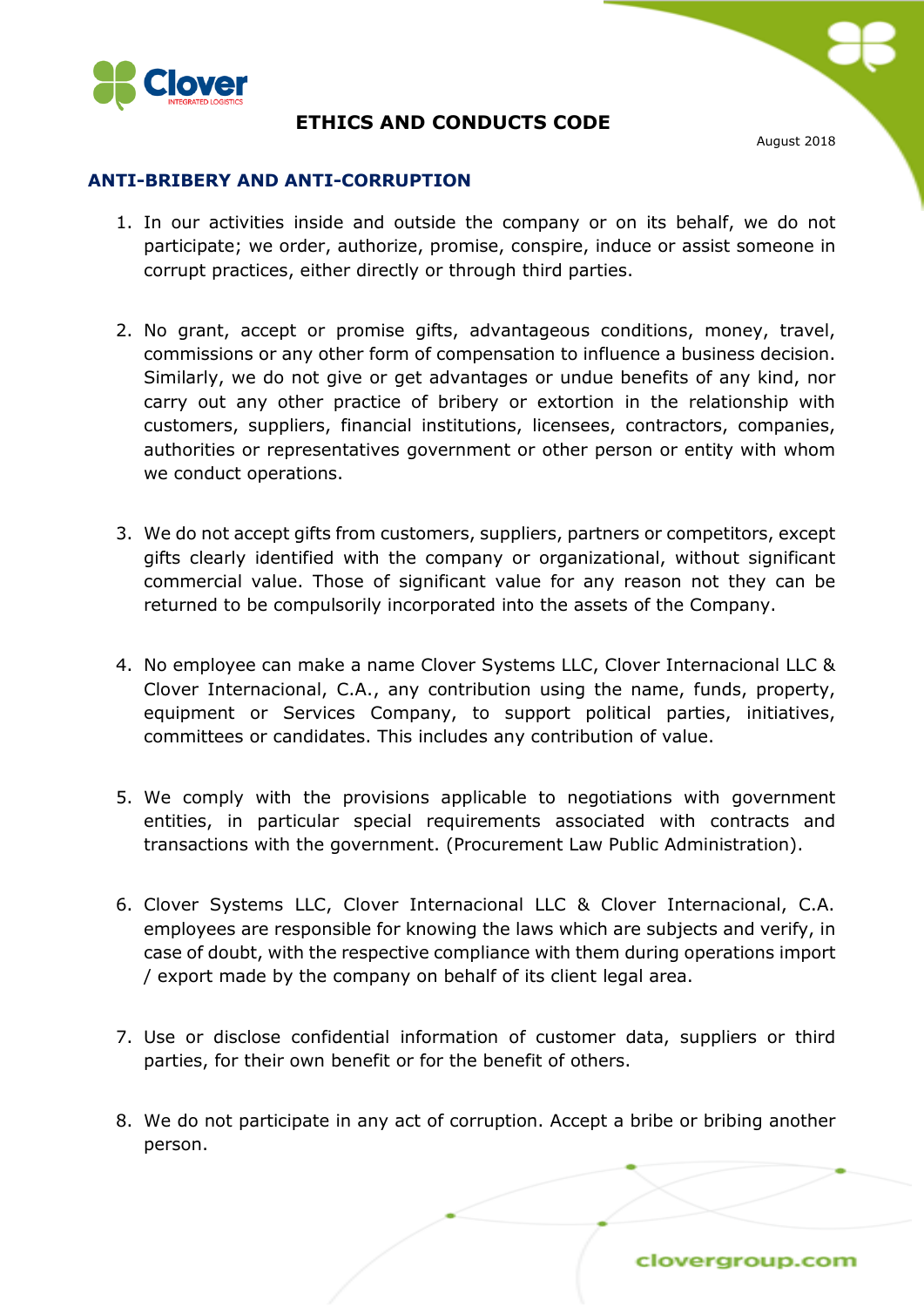# ETHICS AND CONDUCTS CODE

August 2018

## ANTI-BRIBERY AND ANTI-CORRUPTION

1. In our activities inside and outside the company or on its behalf, we do not participate; we order, authorize, promise, conspire, induce or assist someone in corrupt practices, either directly or through third parties.

2. No grant, accept or promise gifts, advantageous conditions, money, travel, commissions or any other form of compensation to influence a business decision. Similarly, we do not give or get advantages or undue benefits of any kind, nor carry out any other practice of bribery or extortion in the relationship with customers, suppliers, financial institutions, licensees, contractors, companies, authorities or representatives government or other person or entity with whom we conduct operations.

3. We do not accept gifts from customers, suppliers, partners or competitors, except gifts clearly identified with the company or organizational, without significant commercial value. Those of significant value for any reason not they can be returned to be compulsorily incorporated into the assets of the Company.

4. No employee can make a name Clover Systems LLC, Clover Internacional LLC & Clover Internacional, C.A., any contribution using the name, funds, property, equipment or Services Company, to support political parties, initiatives, committees or candidates. This includes any contribution of value.

5. We comply with the provisions applicable to negotiations with government entities, in particular special requirements associated with contracts and transactions with the government. (Procurement Law Public Administration).

6. Clover Systems LLC, Clover Internacional LLC & Clover Internacional, C.A. employees are responsible for knowing the laws which are subjects and verify, in case of doubt, with the respective compliance with them during operations import / export made by the company on behalf of its client legal area.

7. Use or disclose confidential information of customer data, suppliers or third parties, for their own benefit or for the benefit of others.

8. We do not participate in any act of corruption. Accept a bribe or bribing another person.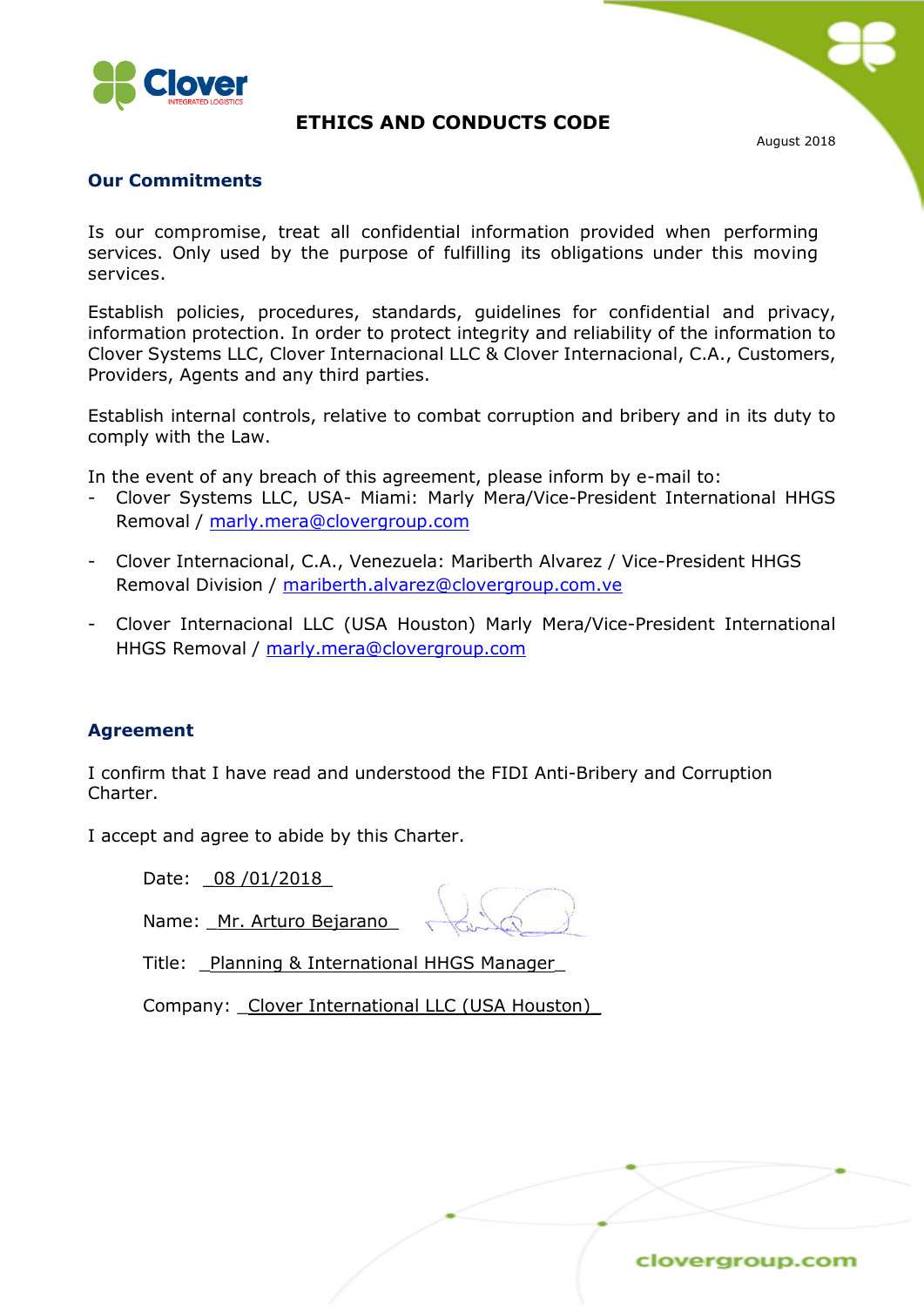# ETHICS AND CONDUCTS CODE

August 2018

## Our Commitments

Is our compromise, treat all confidential information provided when performing services. Only used by the purpose of fulfilling its obligations under this moving services.

Establish policies, procedures, standards, guidelines for confidential and privacy, information protection. In order to protect integrity and reliability of the information to Clover Systems LLC, Clover Internacional LLC & Clover Internacional, C.A., Customers, Providers, Agents and any third parties.

Establish internal controls, relative to combat corruption and bribery and in its duty to comply with the Law.

In the event of any breach of this agreement, please inform by e-mail to:

- Clover Systems LLC, USA- Miami: Marly Mera/Vice-President International HHGS Removal / marly.mera@clovergroup.com
- Clover Internacional, C.A., Venezuela: Mariberth Alvarez / Vice-President HHGS Removal Division / mariberth.alvarez@clovergroup.com.ve
- Clover Internacional LLC (USA Houston) Marly Mera/Vice-President International HHGS Removal / marly.mera@clovergroup.com

## Agreement

I confirm that I have read and understood the FIDI Anti-Bribery and Corruption Charter.

I accept and agree to abide by this Charter.

Date: 08 /01/2018

Name: Mr. Arturo Bejarano

Title: Planning & International HHGS Manager

Company: Clover International LLC (USA Houston)

clovergroup.com